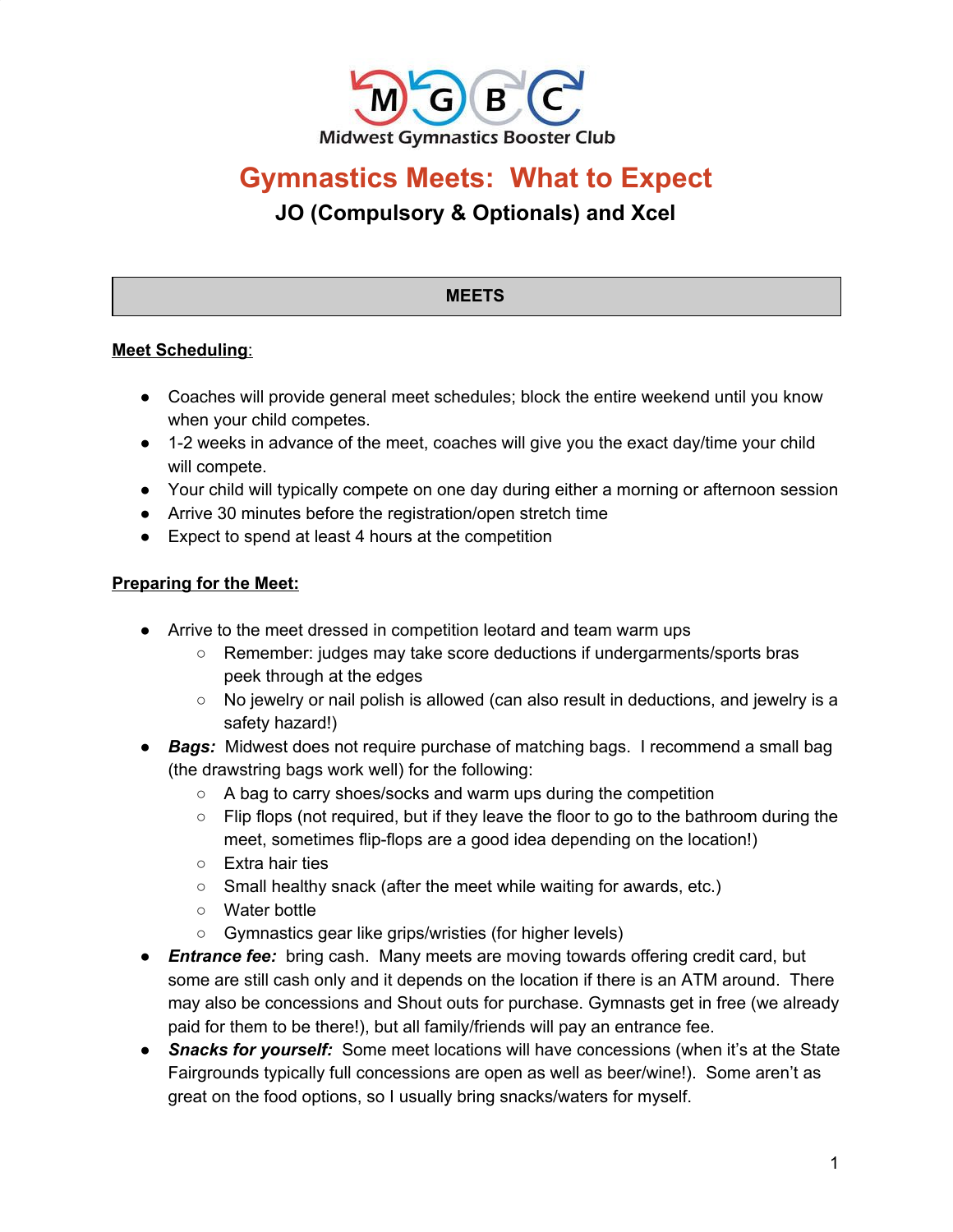Midwest Gymnastics Booster Club

# Gymnastics Meets: What to Expect

## JO (Compulsory & Optionals) and Xcel

## MEETS

**Meet Scheduling**:

- Coaches will provide general meet schedules; block the entire weekend until you know when your child competes.
- 1-2 weeks in advance of the meet, coaches will give you the exact day/time your child will compete.
- Your child will typically compete on one day during either a morning or afternoon session
- Arrive 30 minutes before the registration/open stretch time
- Expect to spend at least 4 hours at the competition

**Preparing for the Meet:**

- Arrive to the meet dressed in competition leotard and team warm ups
  - Remember: judges may take score deductions if undergarments/sports bras peek through at the edges
  - No jewelry or nail polish is allowed (can also result in deductions, and jewelry is a safety hazard!)
- ***Bags:*** Midwest does not require purchase of matching bags. I recommend a small bag (the drawstring bags work well) for the following:
  - A bag to carry shoes/socks and warm ups during the competition
  - Flip flops (not required, but if they leave the floor to go to the bathroom during the meet, sometimes flip-flops are a good idea depending on the location!)
  - Extra hair ties
  - Small healthy snack (after the meet while waiting for awards, etc.)
  - Water bottle
  - Gymnastics gear like grips/wristies (for higher levels)
- ***Entrance fee:*** bring cash. Many meets are moving towards offering credit card, but some are still cash only and it depends on the location if there is an ATM around. There may also be concessions and Shout outs for purchase. Gymnasts get in free (we already paid for them to be there!), but all family/friends will pay an entrance fee.
- ***Snacks for yourself:*** Some meet locations will have concessions (when it's at the State Fairgrounds typically full concessions are open as well as beer/wine!). Some aren't as great on the food options, so I usually bring snacks/waters for myself.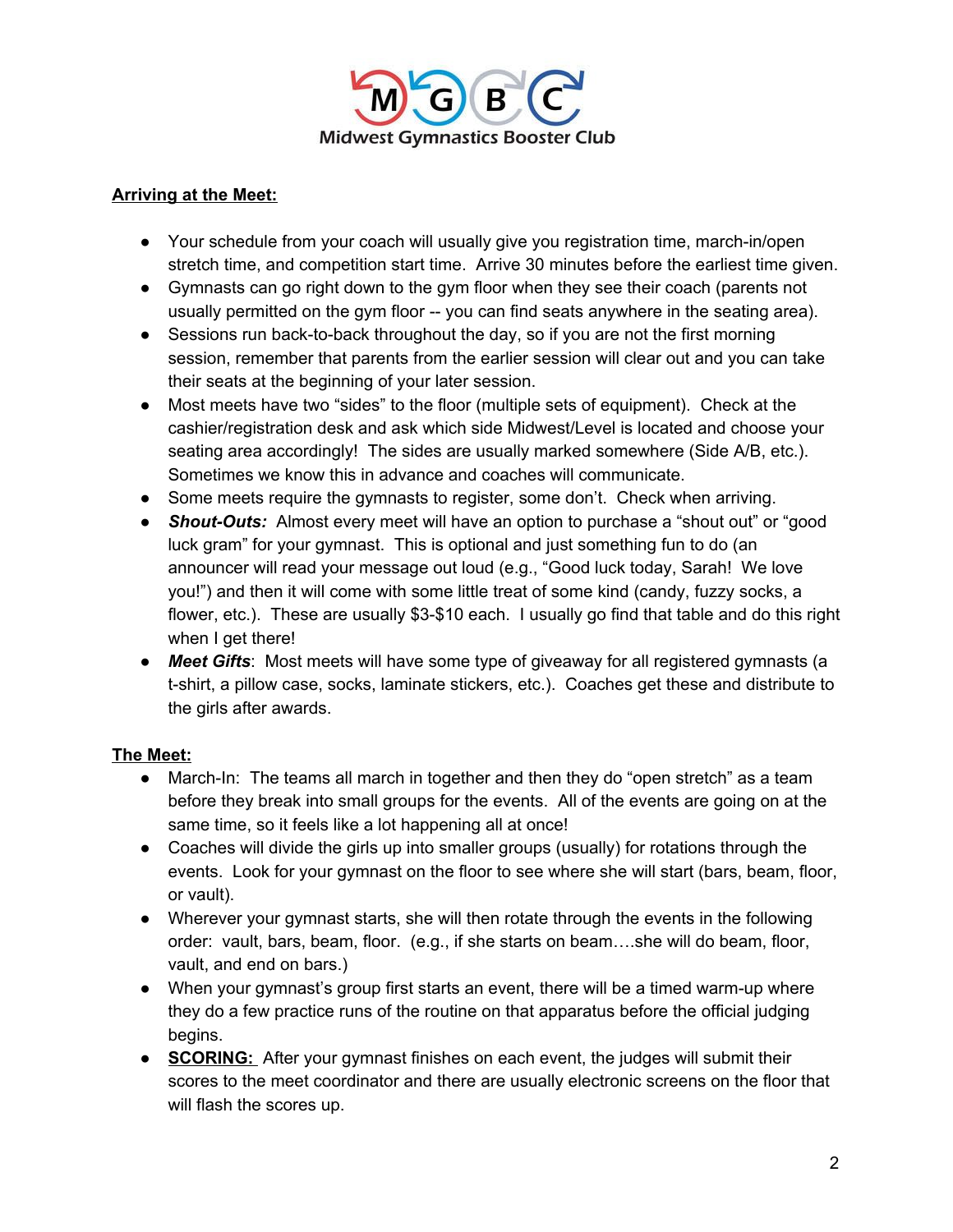**Midwest Gymnastics Booster Club**

**Arriving at the Meet:**

- Your schedule from your coach will usually give you registration time, march-in/open stretch time, and competition start time. Arrive 30 minutes before the earliest time given.
- Gymnasts can go right down to the gym floor when they see their coach (parents not usually permitted on the gym floor -- you can find seats anywhere in the seating area).
- Sessions run back-to-back throughout the day, so if you are not the first morning session, remember that parents from the earlier session will clear out and you can take their seats at the beginning of your later session.
- Most meets have two "sides" to the floor (multiple sets of equipment). Check at the cashier/registration desk and ask which side Midwest/Level is located and choose your seating area accordingly! The sides are usually marked somewhere (Side A/B, etc.). Sometimes we know this in advance and coaches will communicate.
- Some meets require the gymnasts to register, some don't. Check when arriving.
- ***Shout-Outs:*** Almost every meet will have an option to purchase a "shout out" or "good luck gram" for your gymnast. This is optional and just something fun to do (an announcer will read your message out loud (e.g., "Good luck today, Sarah! We love you!") and then it will come with some little treat of some kind (candy, fuzzy socks, a flower, etc.). These are usually $3-$10 each. I usually go find that table and do this right when I get there!
- ***Meet Gifts***: Most meets will have some type of giveaway for all registered gymnasts (a t-shirt, a pillow case, socks, laminate stickers, etc.). Coaches get these and distribute to the girls after awards.

**The Meet:**

- March-In: The teams all march in together and then they do "open stretch" as a team before they break into small groups for the events. All of the events are going on at the same time, so it feels like a lot happening all at once!
- Coaches will divide the girls up into smaller groups (usually) for rotations through the events. Look for your gymnast on the floor to see where she will start (bars, beam, floor, or vault).
- Wherever your gymnast starts, she will then rotate through the events in the following order: vault, bars, beam, floor. (e.g., if she starts on beam….she will do beam, floor, vault, and end on bars.)
- When your gymnast's group first starts an event, there will be a timed warm-up where they do a few practice runs of the routine on that apparatus before the official judging begins.
- **SCORING:** After your gymnast finishes on each event, the judges will submit their scores to the meet coordinator and there are usually electronic screens on the floor that will flash the scores up.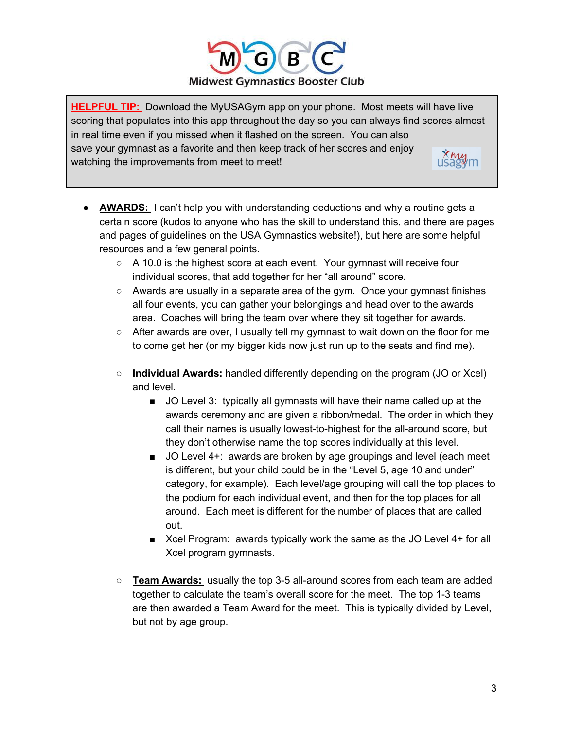**HELPFUL TIP:** Download the MyUSAGym app on your phone. Most meets will have live scoring that populates into this app throughout the day so you can always find scores almost in real time even if you missed when it flashed on the screen. You can also save your gymnast as a favorite and then keep track of her scores and enjoy watching the improvements from meet to meet!

- **AWARDS:** I can't help you with understanding deductions and why a routine gets a certain score (kudos to anyone who has the skill to understand this, and there are pages and pages of guidelines on the USA Gymnastics website!), but here are some helpful resources and a few general points.
  - A 10.0 is the highest score at each event. Your gymnast will receive four individual scores, that add together for her "all around" score.
  - Awards are usually in a separate area of the gym. Once your gymnast finishes all four events, you can gather your belongings and head over to the awards area. Coaches will bring the team over where they sit together for awards.
  - After awards are over, I usually tell my gymnast to wait down on the floor for me to come get her (or my bigger kids now just run up to the seats and find me).
  - **Individual Awards:** handled differently depending on the program (JO or Xcel) and level.
    - JO Level 3: typically all gymnasts will have their name called up at the awards ceremony and are given a ribbon/medal. The order in which they call their names is usually lowest-to-highest for the all-around score, but they don't otherwise name the top scores individually at this level.
    - JO Level 4+: awards are broken by age groupings and level (each meet is different, but your child could be in the "Level 5, age 10 and under" category, for example). Each level/age grouping will call the top places to the podium for each individual event, and then for the top places for all around. Each meet is different for the number of places that are called out.
    - Xcel Program: awards typically work the same as the JO Level 4+ for all Xcel program gymnasts.
  - **Team Awards:** usually the top 3-5 all-around scores from each team are added together to calculate the team's overall score for the meet. The top 1-3 teams are then awarded a Team Award for the meet. This is typically divided by Level, but not by age group.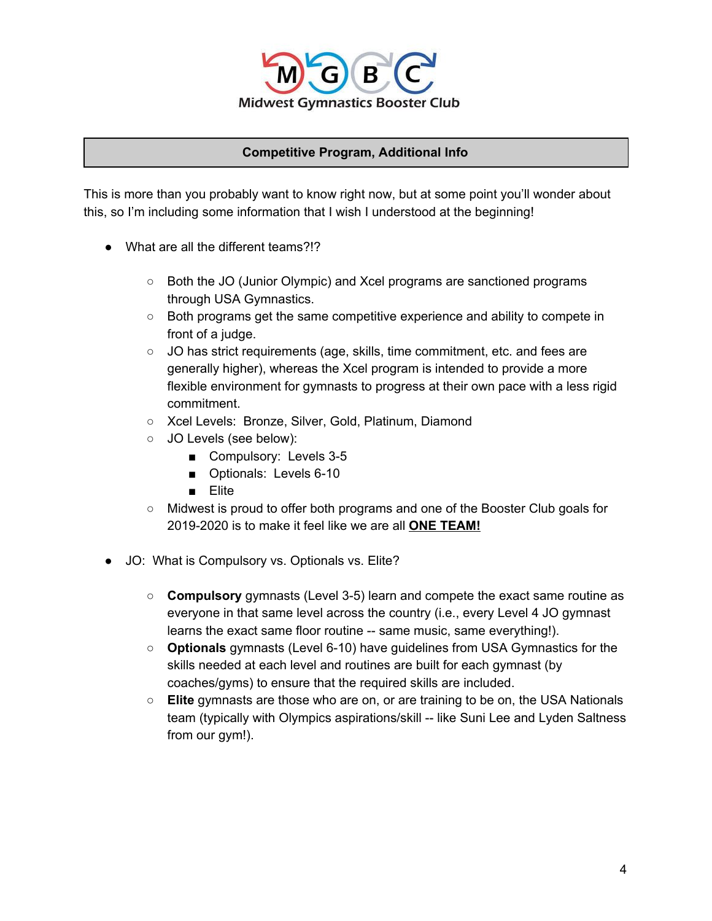Midwest Gymnastics Booster Club

## Competitive Program, Additional Info

This is more than you probably want to know right now, but at some point you'll wonder about this, so I'm including some information that I wish I understood at the beginning!

- What are all the different teams?!?
  - Both the JO (Junior Olympic) and Xcel programs are sanctioned programs through USA Gymnastics.
  - Both programs get the same competitive experience and ability to compete in front of a judge.
  - JO has strict requirements (age, skills, time commitment, etc. and fees are generally higher), whereas the Xcel program is intended to provide a more flexible environment for gymnasts to progress at their own pace with a less rigid commitment.
  - Xcel Levels: Bronze, Silver, Gold, Platinum, Diamond
  - JO Levels (see below):
    - Compulsory: Levels 3-5
    - Optionals: Levels 6-10
    - Elite
  - Midwest is proud to offer both programs and one of the Booster Club goals for 2019-2020 is to make it feel like we are all <u>**ONE TEAM!**</u>

- JO: What is Compulsory vs. Optionals vs. Elite?
  - **Compulsory** gymnasts (Level 3-5) learn and compete the exact same routine as everyone in that same level across the country (i.e., every Level 4 JO gymnast learns the exact same floor routine -- same music, same everything!).
  - **Optionals** gymnasts (Level 6-10) have guidelines from USA Gymnastics for the skills needed at each level and routines are built for each gymnast (by coaches/gyms) to ensure that the required skills are included.
  - **Elite** gymnasts are those who are on, or are training to be on, the USA Nationals team (typically with Olympics aspirations/skill -- like Suni Lee and Lyden Saltness from our gym!).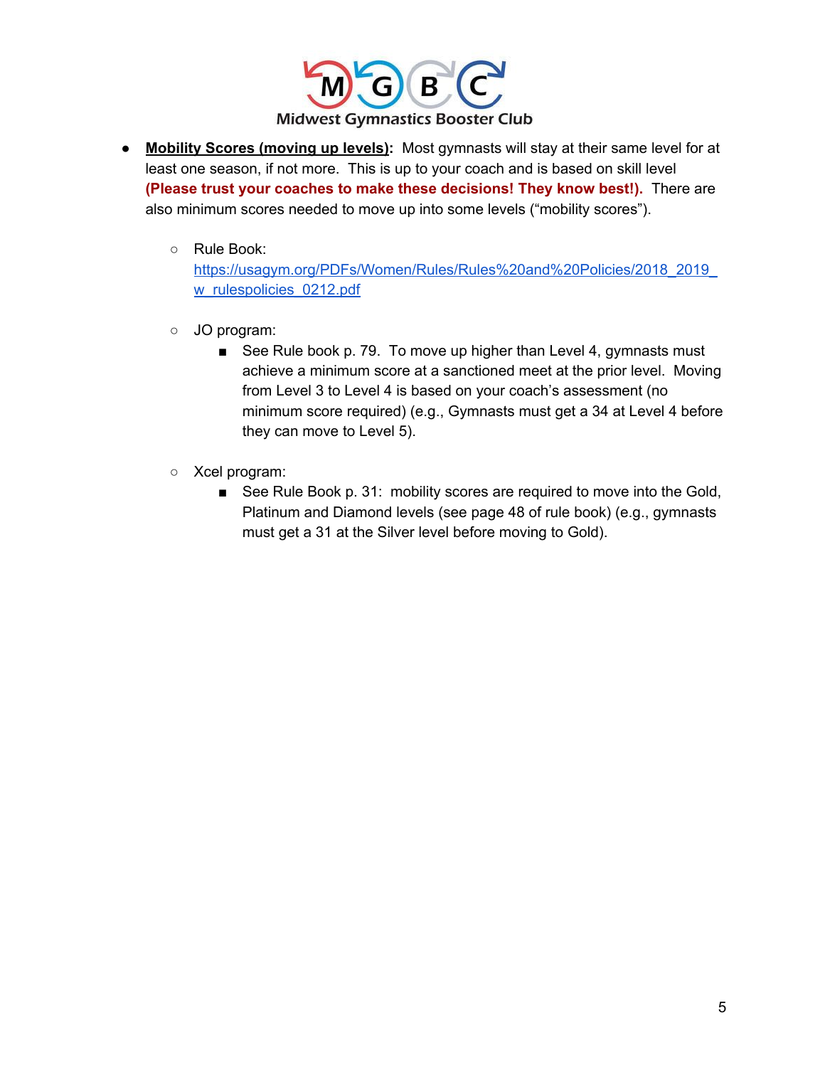- **Mobility Scores (moving up levels):** Most gymnasts will stay at their same level for at least one season, if not more. This is up to your coach and is based on skill level **(Please trust your coaches to make these decisions! They know best!).** There are also minimum scores needed to move up into some levels ("mobility scores").

    - Rule Book: [https://usagym.org/PDFs/Women/Rules/Rules%20and%20Policies/2018_2019_w_rulespolicies_0212.pdf](https://usagym.org/PDFs/Women/Rules/Rules%20and%20Policies/2018_2019_w_rulespolicies_0212.pdf)

    - JO program:
        - See Rule book p. 79. To move up higher than Level 4, gymnasts must achieve a minimum score at a sanctioned meet at the prior level. Moving from Level 3 to Level 4 is based on your coach's assessment (no minimum score required) (e.g., Gymnasts must get a 34 at Level 4 before they can move to Level 5).

    - Xcel program:
        - See Rule Book p. 31: mobility scores are required to move into the Gold, Platinum and Diamond levels (see page 48 of rule book) (e.g., gymnasts must get a 31 at the Silver level before moving to Gold).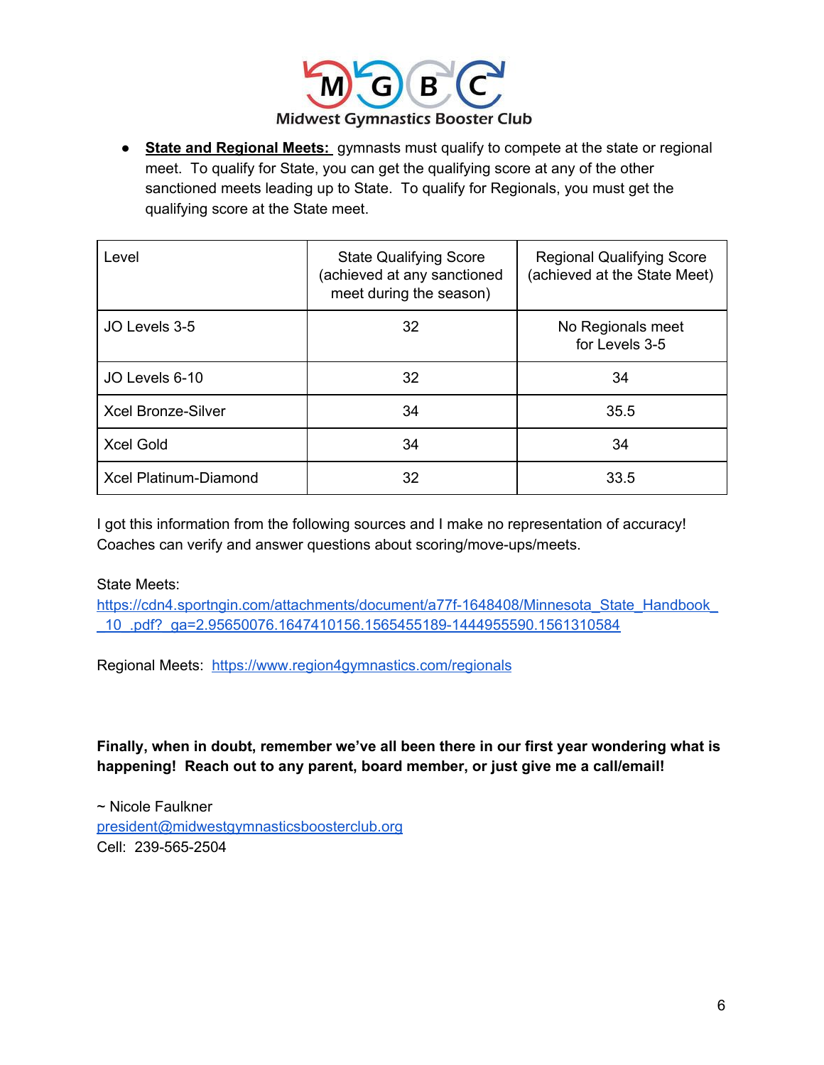Midwest Gymnastics Booster Club

- **State and Regional Meets:** gymnasts must qualify to compete at the state or regional meet. To qualify for State, you can get the qualifying score at any of the other sanctioned meets leading up to State. To qualify for Regionals, you must get the qualifying score at the State meet.

| Level | State Qualifying Score (achieved at any sanctioned meet during the season) | Regional Qualifying Score (achieved at the State Meet) |
| --- | --- | --- |
| JO Levels 3-5 | 32 | No Regionals meet for Levels 3-5 |
| JO Levels 6-10 | 32 | 34 |
| Xcel Bronze-Silver | 34 | 35.5 |
| Xcel Gold | 34 | 34 |
| Xcel Platinum-Diamond | 32 | 33.5 |

I got this information from the following sources and I make no representation of accuracy! Coaches can verify and answer questions about scoring/move-ups/meets.

State Meets:
https://cdn4.sportngin.com/attachments/document/a77f-1648408/Minnesota_State_Handbook__10_.pdf?_ga=2.95650076.1647410156.1565455189-1444955590.1561310584

Regional Meets: https://www.region4gymnastics.com/regionals

**Finally, when in doubt, remember we've all been there in our first year wondering what is happening! Reach out to any parent, board member, or just give me a call/email!**

~ Nicole Faulkner
president@midwestgymnasticsboosterclub.org
Cell: 239-565-2504